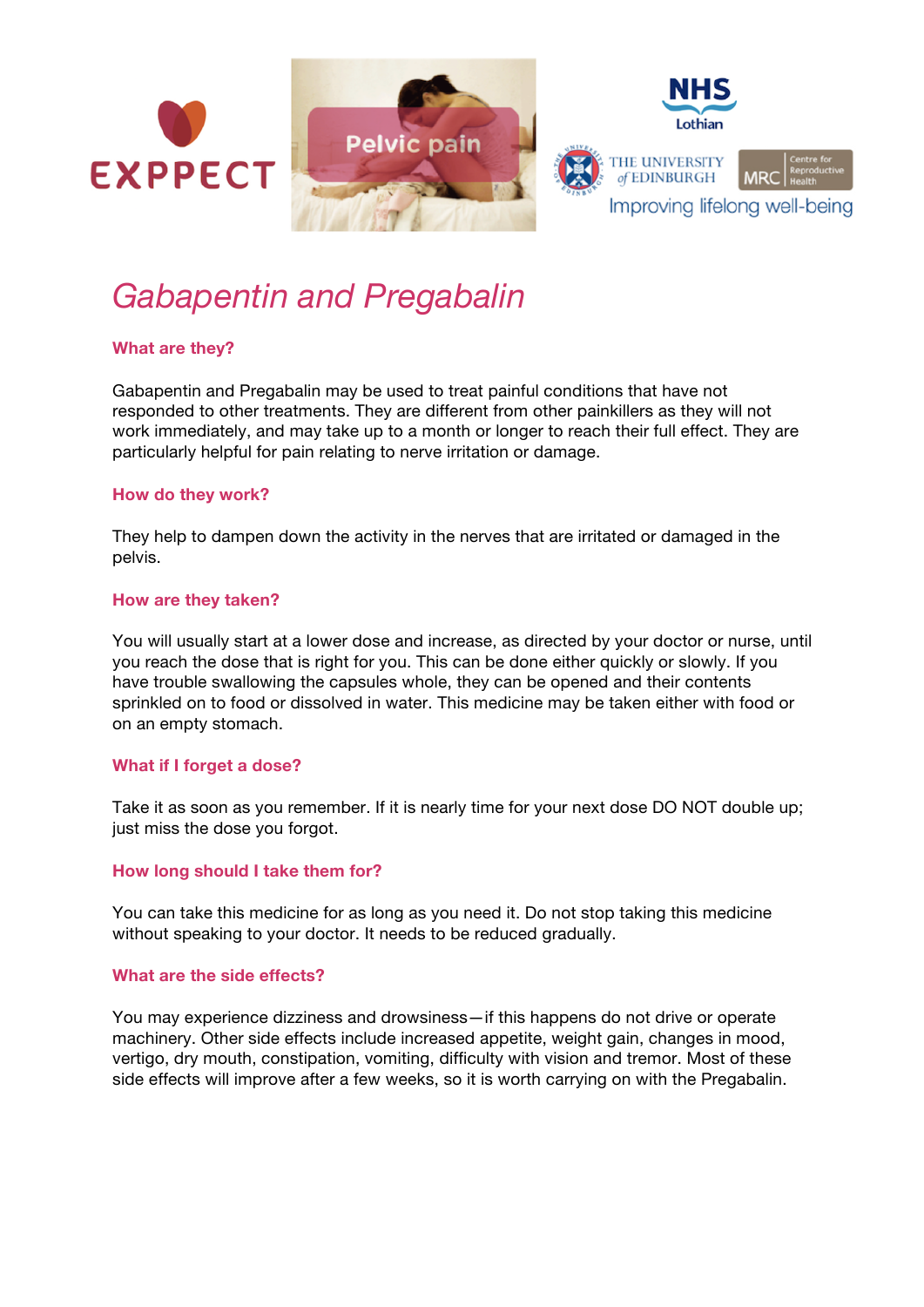# Gabapentin and Pregabalin

### What are they?

Gabapentin and Pregabalin may be used to treat painful conditions that have not responded to other treatments. They are different from other painkillers as they will not work immediately, and may take up to a month or longer to reach their full effect. They are particularly helpful for pain relating to nerve irritation or damage.

### How do they work?

They help to dampen down the activity in the nerves that are irritated or damaged in the pelvis.

### How are they taken?

You will usually start at a lower dose and increase, as directed by your doctor or nurse, until you reach the dose that is right for you. This can be done either quickly or slowly. If you have trouble swallowing the capsules whole, they can be opened and their contents sprinkled on to food or dissolved in water. This medicine may be taken either with food or on an empty stomach.

### What if I forget a dose?

Take it as soon as you remember. If it is nearly time for your next dose DO NOT double up; just miss the dose you forgot.

### How long should I take them for?

You can take this medicine for as long as you need it. Do not stop taking this medicine without speaking to your doctor. It needs to be reduced gradually.

### What are the side effects?

You may experience dizziness and drowsiness—if this happens do not drive or operate machinery. Other side effects include increased appetite, weight gain, changes in mood, vertigo, dry mouth, constipation, vomiting, difficulty with vision and tremor. Most of these side effects will improve after a few weeks, so it is worth carrying on with the Pregabalin.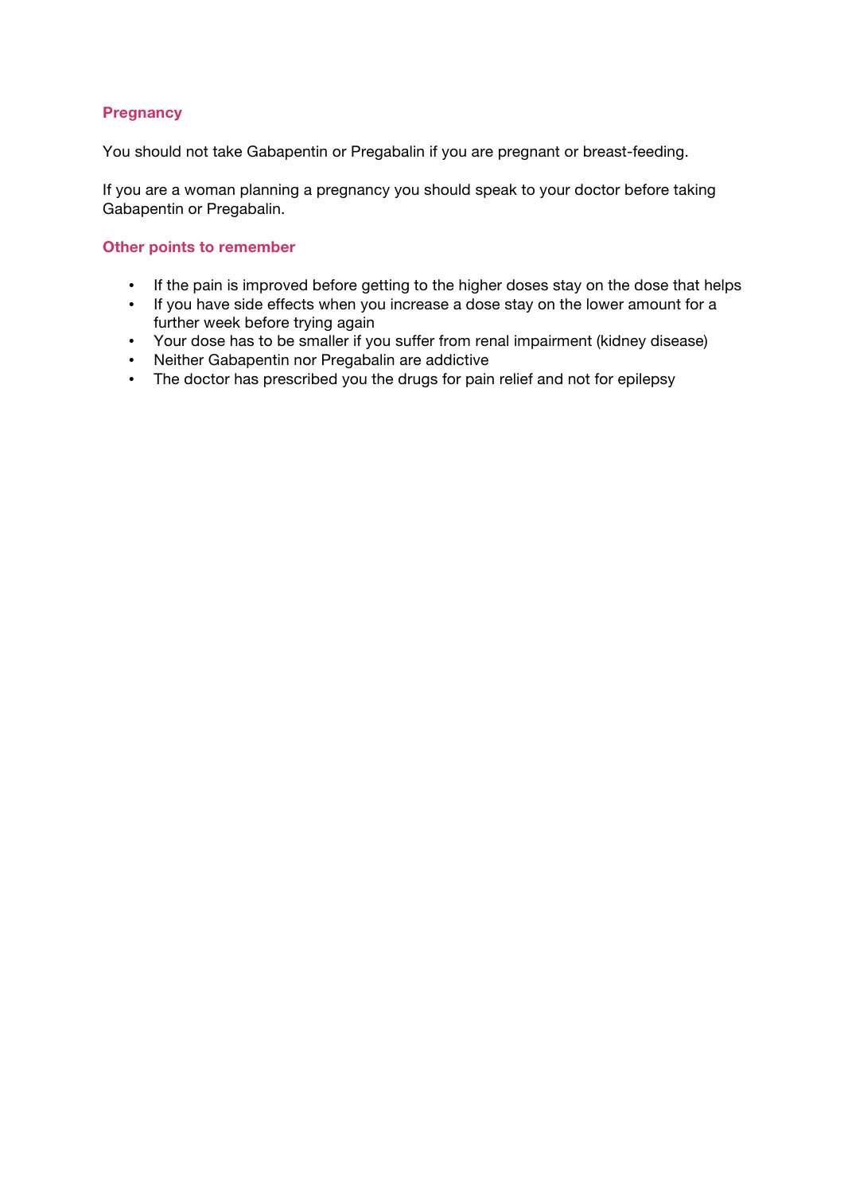## Pregnancy

You should not take Gabapentin or Pregabalin if you are pregnant or breast-feeding.

If you are a woman planning a pregnancy you should speak to your doctor before taking Gabapentin or Pregabalin.

## Other points to remember

- If the pain is improved before getting to the higher doses stay on the dose that helps
- If you have side effects when you increase a dose stay on the lower amount for a further week before trying again
- Your dose has to be smaller if you suffer from renal impairment (kidney disease)
- Neither Gabapentin nor Pregabalin are addictive
- The doctor has prescribed you the drugs for pain relief and not for epilepsy